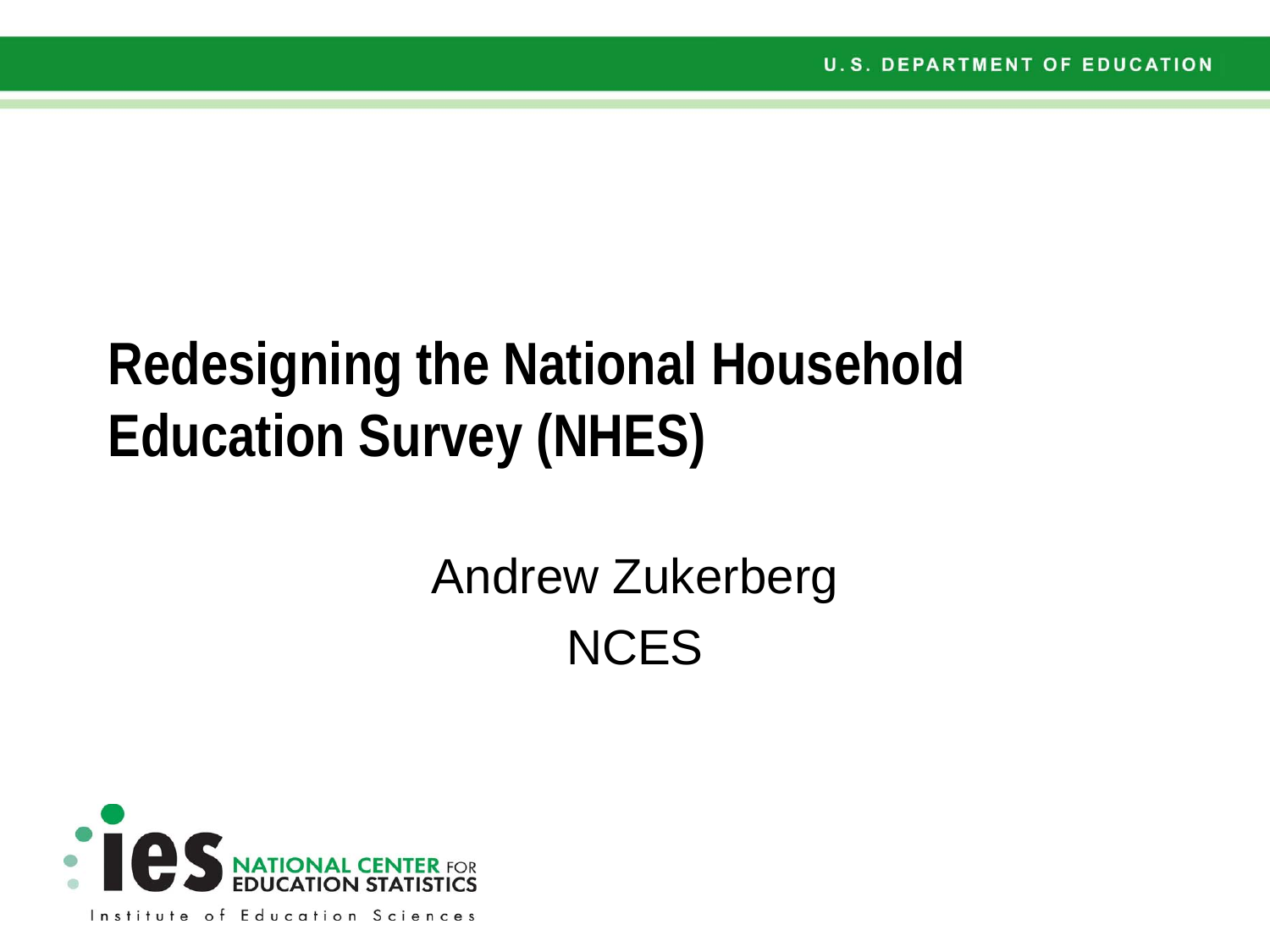U.S. DEPARTMENT OF EDUCATION

# Redesigning the National Household Education Survey (NHES)

Andrew Zukerberg

NCES

ies NATIONAL CENTER FOR EDUCATION STATISTICS

Institute of Education Sciences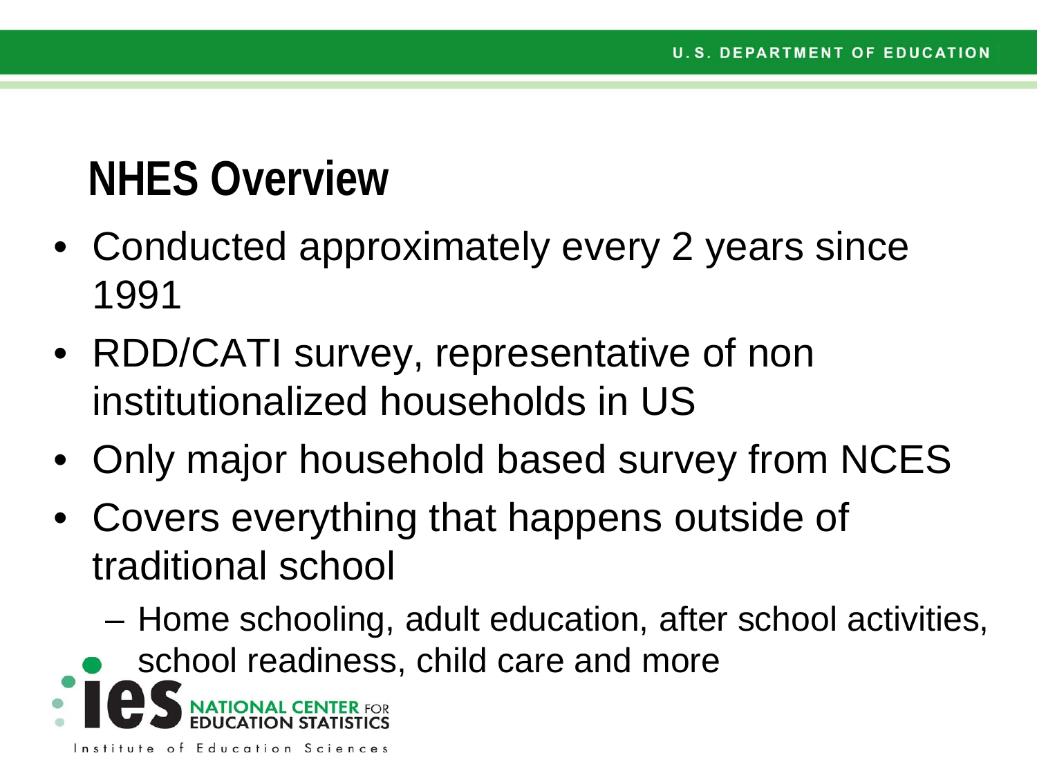# NHES Overview

- Conducted approximately every 2 years since 1991
- RDD/CATI survey, representative of non institutionalized households in US
- Only major household based survey from NCES
- Covers everything that happens outside of traditional school
  - Home schooling, adult education, after school activities, school readiness, child care and more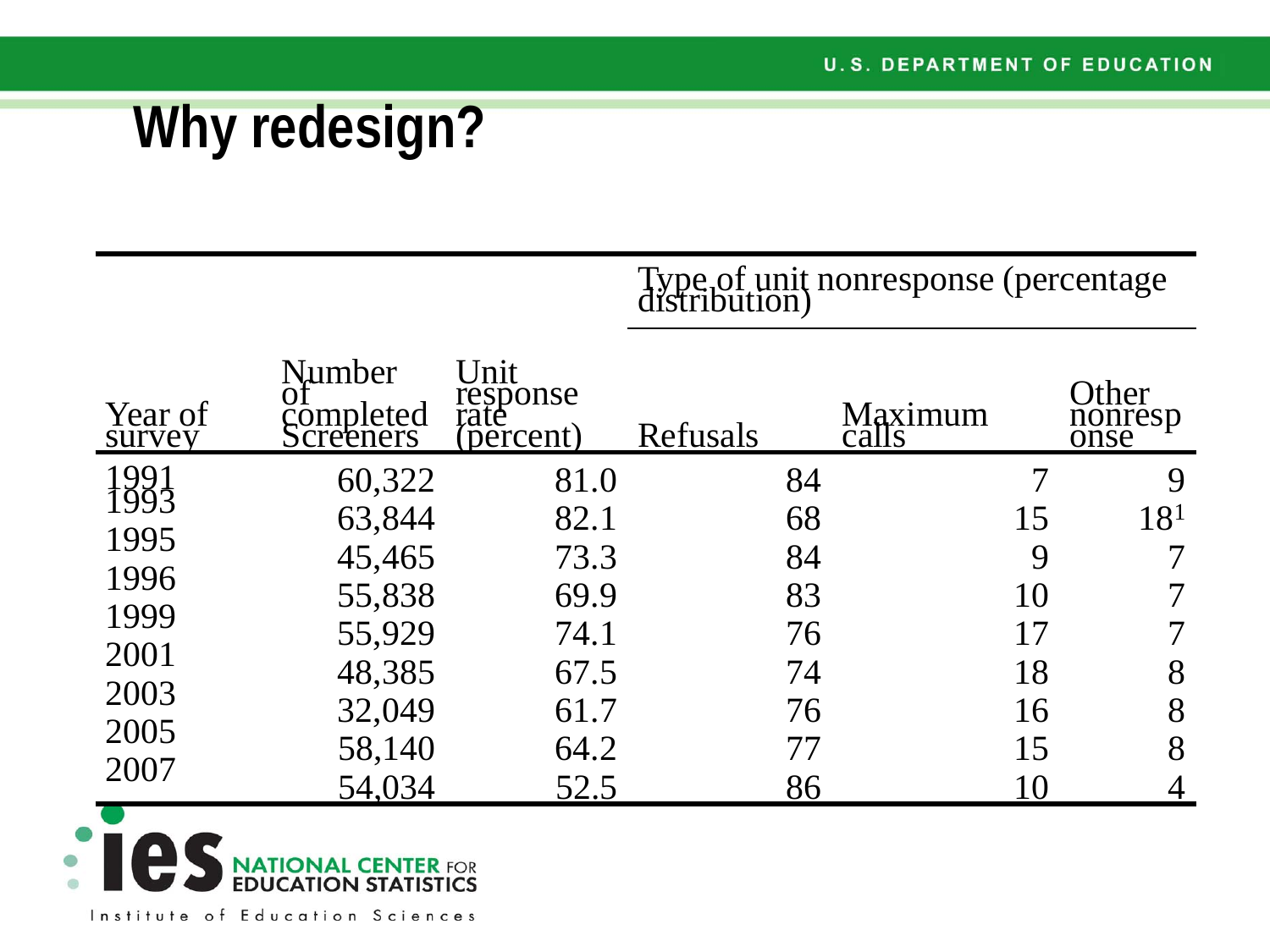# Why redesign?

| Year of survey | Number of completed Screeners | Unit response rate (percent) | Type of unit nonresponse (percentage distribution) | | |
|---|---|---|---|---|---|
| | | | Refusals | Maximum calls | Other nonresponse |
| 1991 | 60,322 | 81.0 | 84 | 7 | 9 |
| 1993 | 63,844 | 82.1 | 68 | 15 | 18[1] |
| 1995 | 45,465 | 73.3 | 84 | 9 | 7 |
| 1996 | 55,838 | 69.9 | 83 | 10 | 7 |
| 1999 | 55,929 | 74.1 | 76 | 17 | 7 |
| 2001 | 48,385 | 67.5 | 74 | 18 | 8 |
| 2003 | 32,049 | 61.7 | 76 | 16 | 8 |
| 2005 | 58,140 | 64.2 | 77 | 15 | 8 |
| 2007 | 54,034 | 52.5 | 86 | 10 | 4 |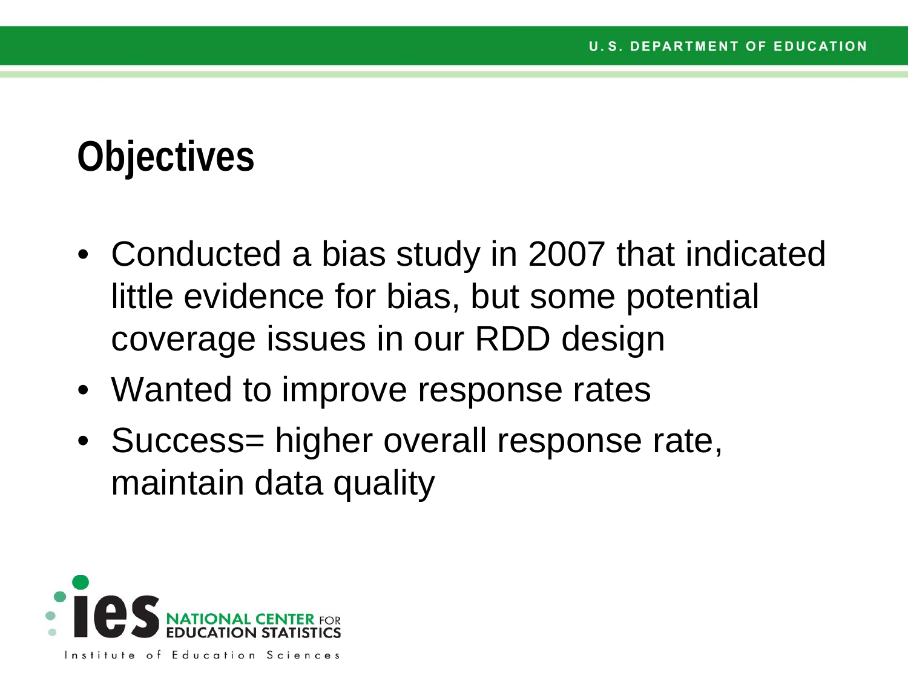# Objectives

- Conducted a bias study in 2007 that indicated little evidence for bias, but some potential coverage issues in our RDD design
- Wanted to improve response rates
- Success= higher overall response rate, maintain data quality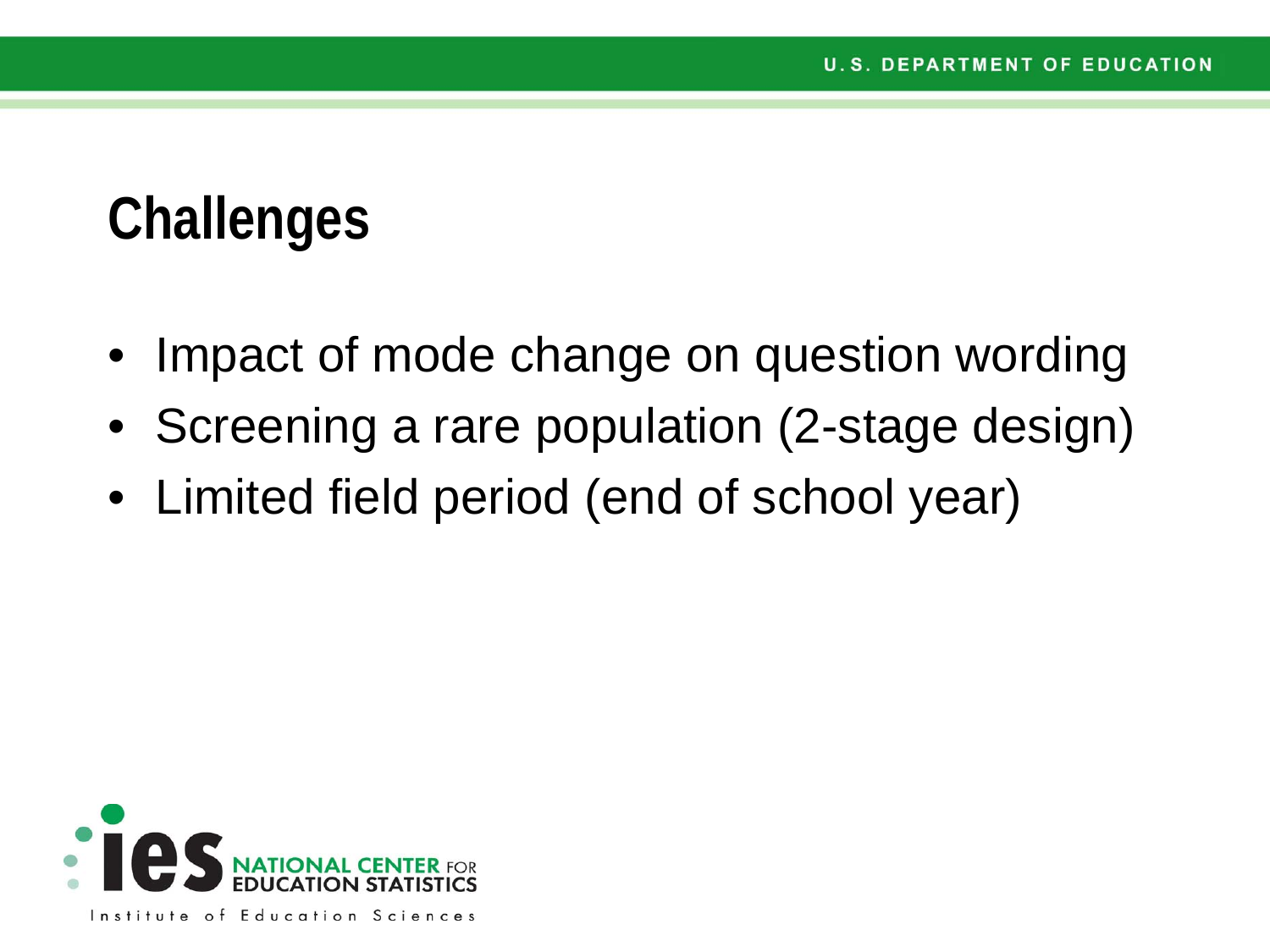# Challenges

- Impact of mode change on question wording
- Screening a rare population (2-stage design)
- Limited field period (end of school year)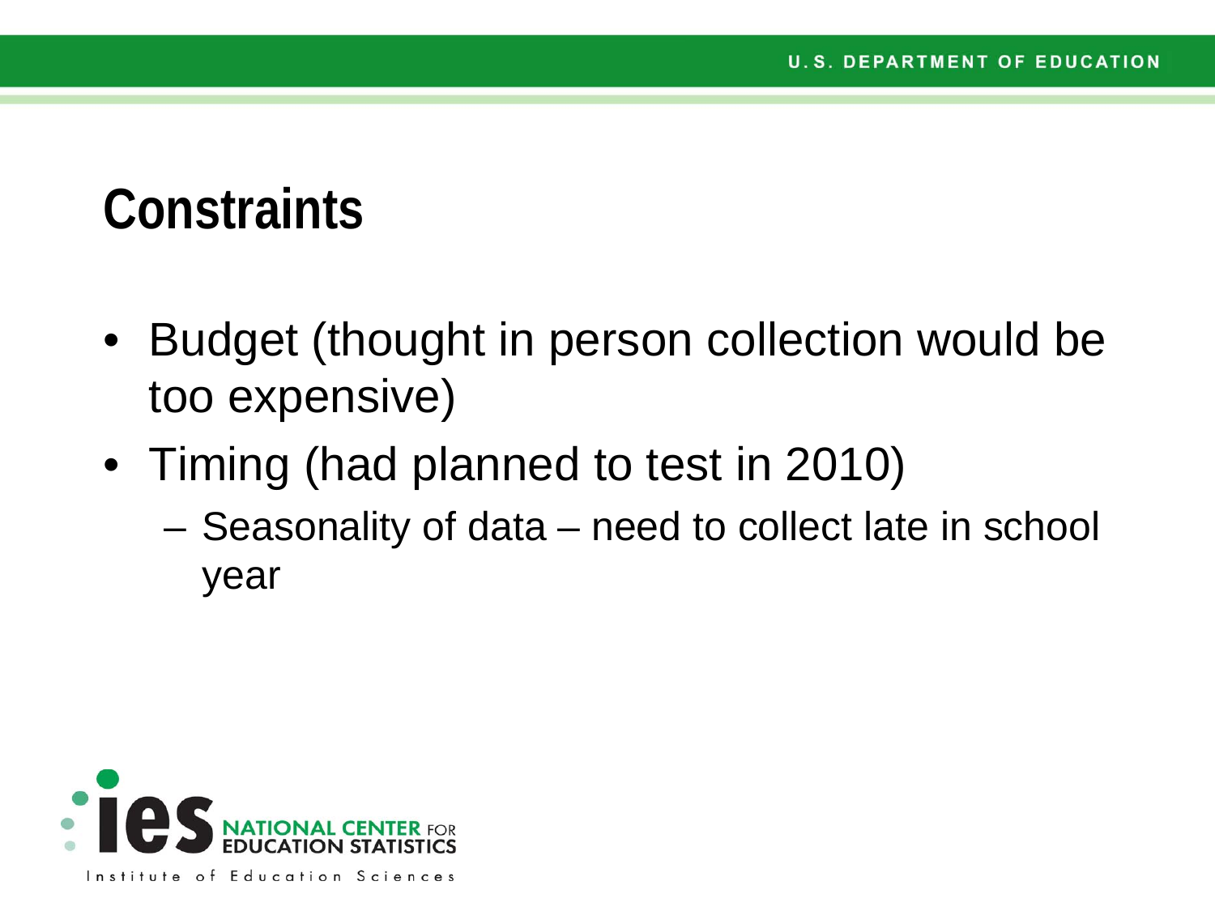# Constraints

- Budget (thought in person collection would be too expensive)
- Timing (had planned to test in 2010)
  - Seasonality of data – need to collect late in school year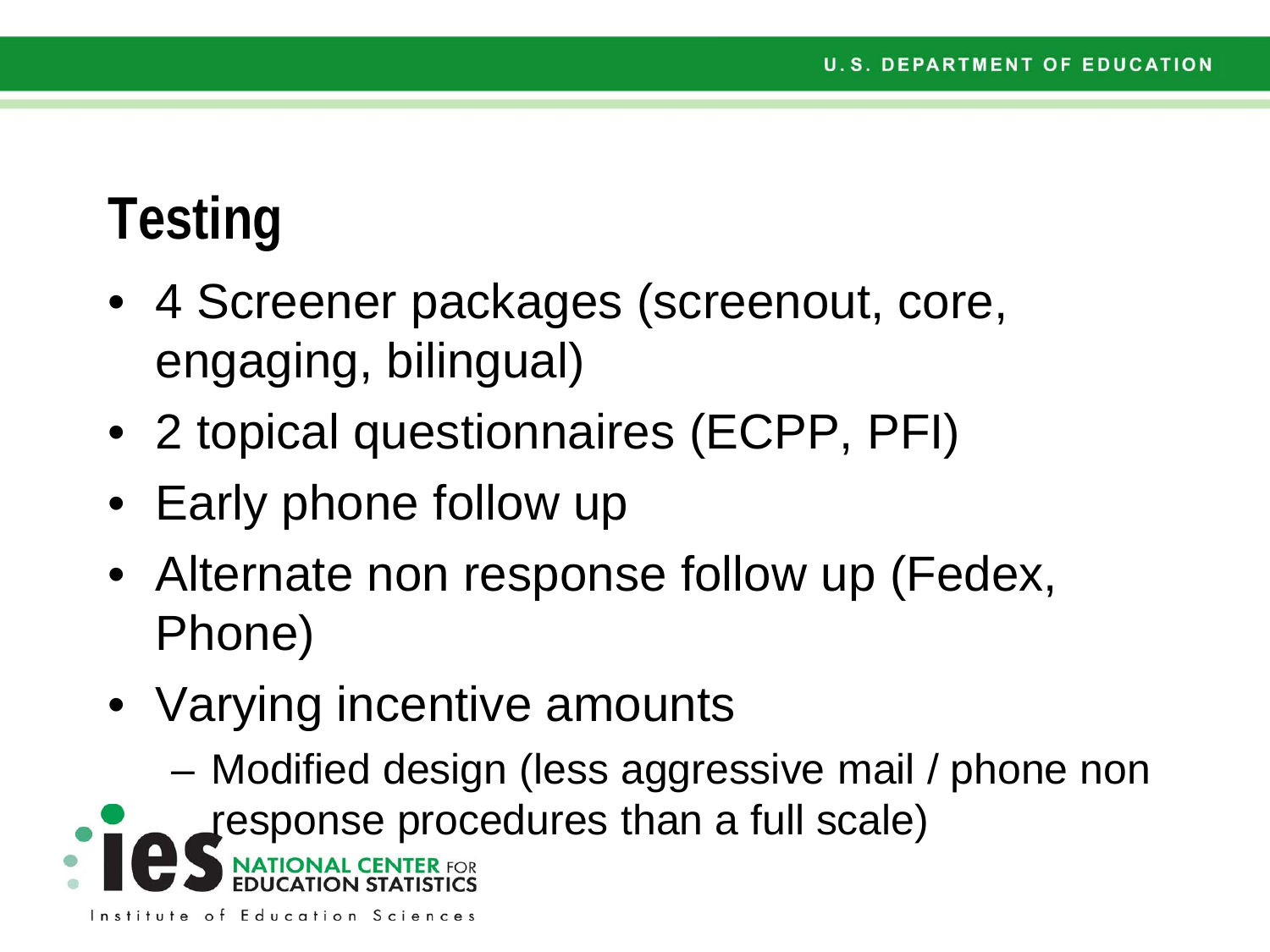# Testing

- 4 Screener packages (screenout, core, engaging, bilingual)
- 2 topical questionnaires (ECPP, PFI)
- Early phone follow up
- Alternate non response follow up (Fedex, Phone)
- Varying incentive amounts
  - Modified design (less aggressive mail / phone non response procedures than a full scale)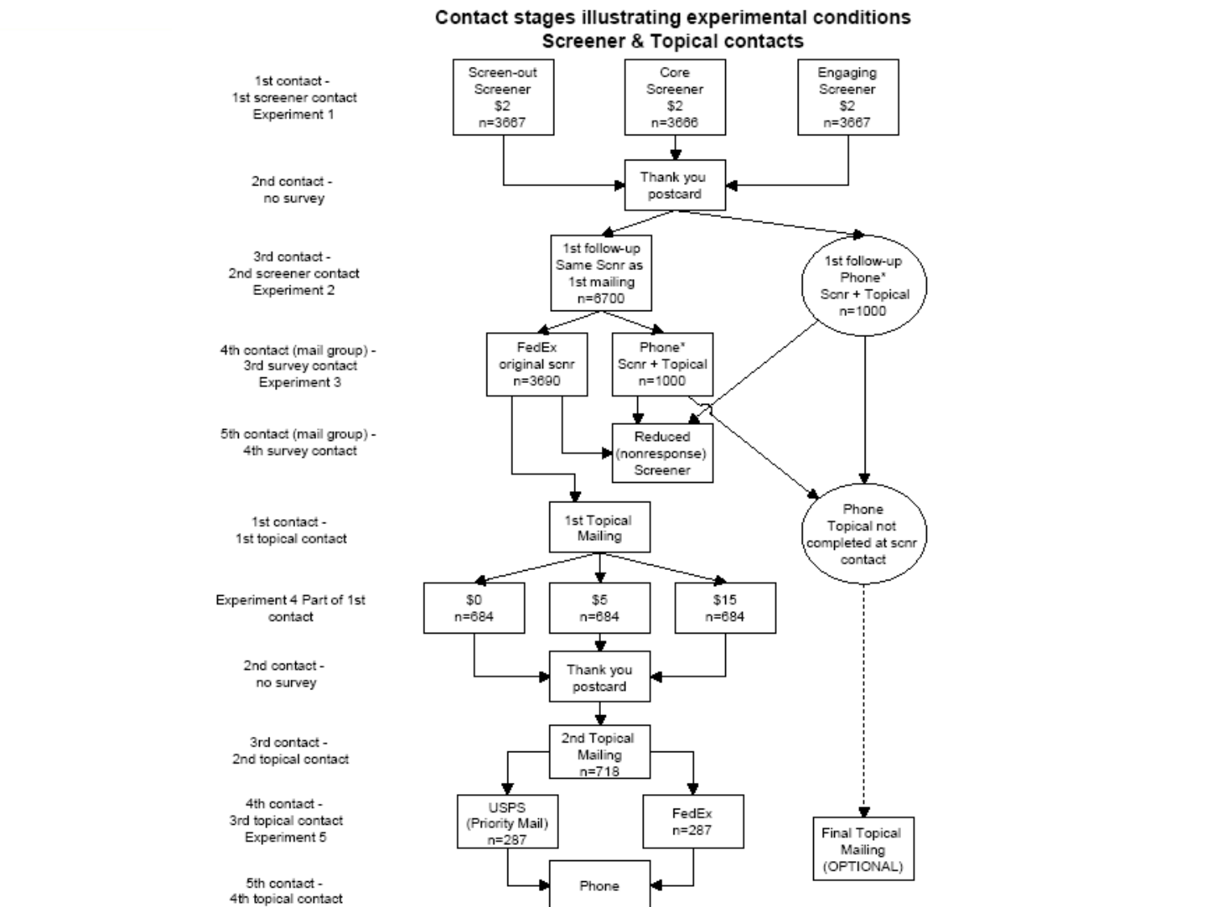# Contact stages illustrating experimental conditions
## Screener & Topical contacts

**1st contact - 1st screener contact Experiment 1**

- Screen-out Screener $2 n=3667
- Core Screener $2 n=3666
- Engaging Screener $2 n=3667

**2nd contact - no survey**

- Thank you postcard

**3rd contact - 2nd screener contact Experiment 2**

- 1st follow-up Same Scnr as 1st mailing n=6700
- 1st follow-up Phone* Scnr + Topical n=1000

**4th contact (mail group) - 3rd survey contact Experiment 3**

- FedEx original scnr n=3690
- Phone* Scnr + Topical n=1000

**5th contact (mail group) - 4th survey contact**

- Reduced (nonresponse) Screener
- Phone Topical not completed at scnr contact

**1st contact - 1st topical contact**

- 1st Topical Mailing

**Experiment 4 Part of 1st contact**

- $0 n=684
- $5 n=684
- $15 n=684

**2nd contact - no survey**

- Thank you postcard

**3rd contact - 2nd topical contact**

- 2nd Topical Mailing n=718

**4th contact - 3rd topical contact Experiment 5**

- USPS (Priority Mail) n=287
- FedEx n=287
- Final Topical Mailing (OPTIONAL)

**5th contact - 4th topical contact**

- Phone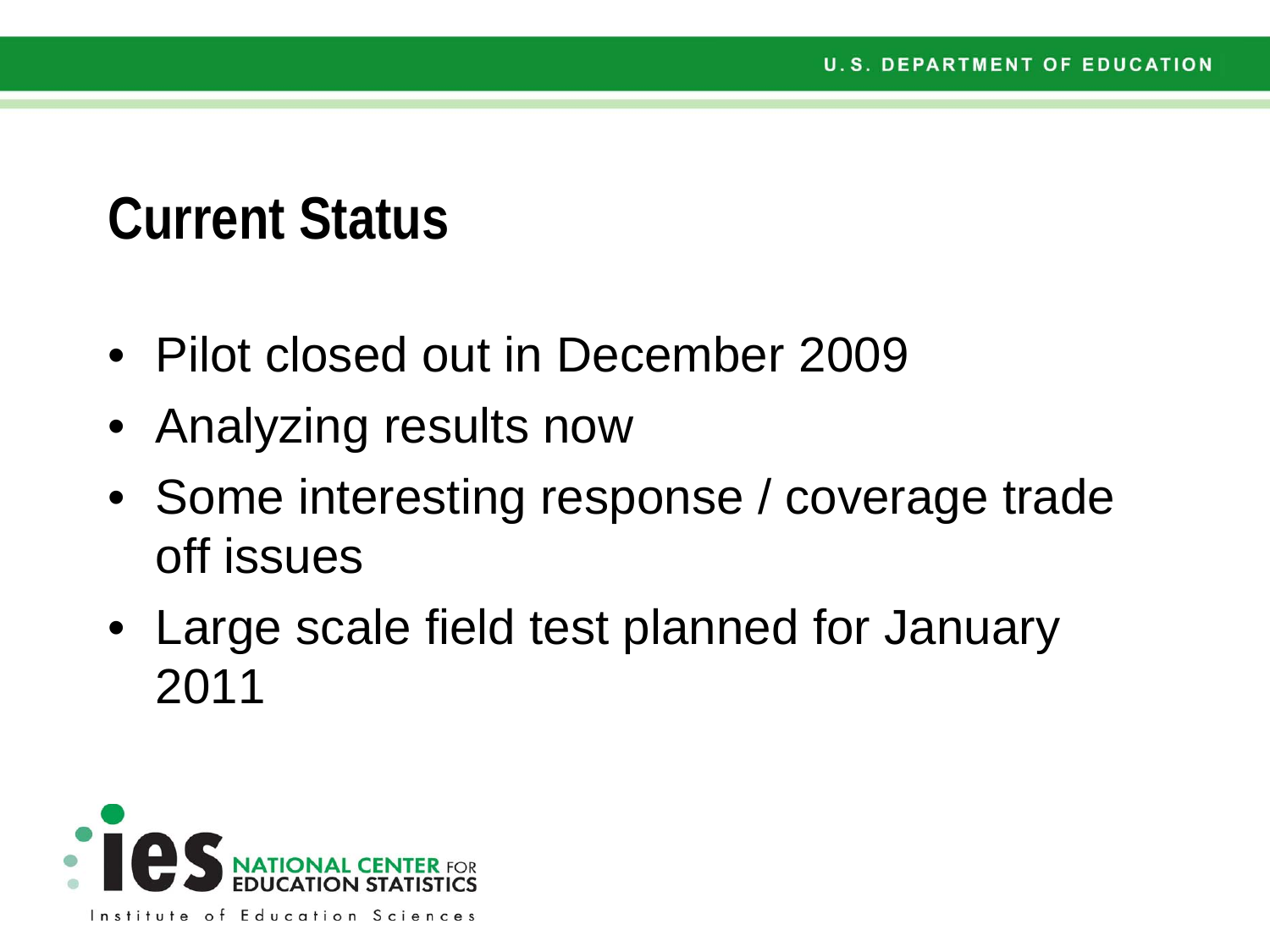# Current Status

- Pilot closed out in December 2009
- Analyzing results now
- Some interesting response / coverage trade off issues
- Large scale field test planned for January 2011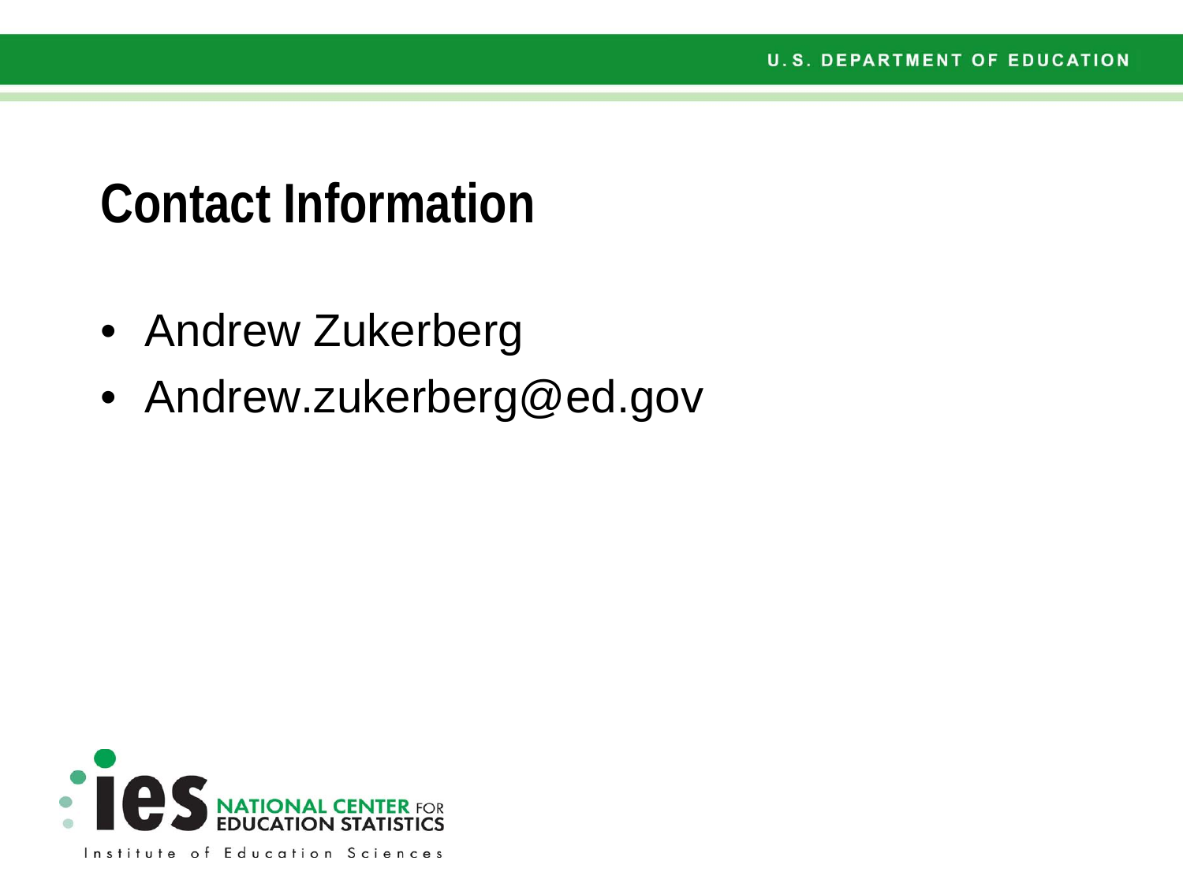# Contact Information

- Andrew Zukerberg
- Andrew.zukerberg@ed.gov